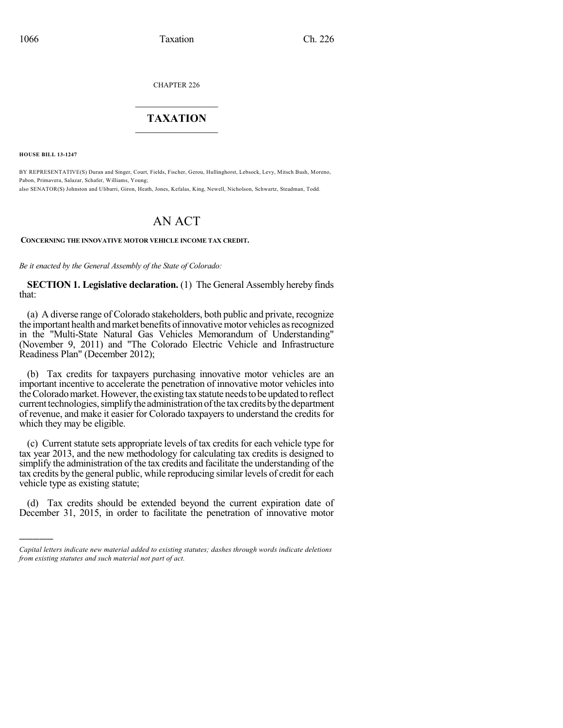CHAPTER 226

# TAXATION

**HOUSE BILL 13-1247**

BY REPRESENTATIVE(S) Duran and Singer, Court, Fields, Fischer, Gerou, Hullinghorst, Lebsock, Levy, Mitsch Bush, Moreno, Pabon, Primavera, Salazar, Schafer, Williams, Young;
also SENATOR(S) Johnston and Ulibarri, Giron, Heath, Jones, Kefalas, King, Newell, Nicholson, Schwartz, Steadman, Todd.

# AN ACT

**CONCERNING THE INNOVATIVE MOTOR VEHICLE INCOME TAX CREDIT.**

*Be it enacted by the General Assembly of the State of Colorado:*

**SECTION 1. Legislative declaration.** (1) The General Assembly hereby finds that:

(a) A diverse range of Colorado stakeholders, both public and private, recognize the important health and market benefits of innovative motor vehicles as recognized in the "Multi-State Natural Gas Vehicles Memorandum of Understanding" (November 9, 2011) and "The Colorado Electric Vehicle and Infrastructure Readiness Plan" (December 2012);

(b) Tax credits for taxpayers purchasing innovative motor vehicles are an important incentive to accelerate the penetration of innovative motor vehicles into the Colorado market. However, the existing tax statute needs to be updated to reflect current technologies, simplify the administration of the tax credits by the department of revenue, and make it easier for Colorado taxpayers to understand the credits for which they may be eligible.

(c) Current statute sets appropriate levels of tax credits for each vehicle type for tax year 2013, and the new methodology for calculating tax credits is designed to simplify the administration of the tax credits and facilitate the understanding of the tax credits by the general public, while reproducing similar levels of credit for each vehicle type as existing statute;

(d) Tax credits should be extended beyond the current expiration date of December 31, 2015, in order to facilitate the penetration of innovative motor

---

*Capital letters indicate new material added to existing statutes; dashes through words indicate deletions from existing statutes and such material not part of act.*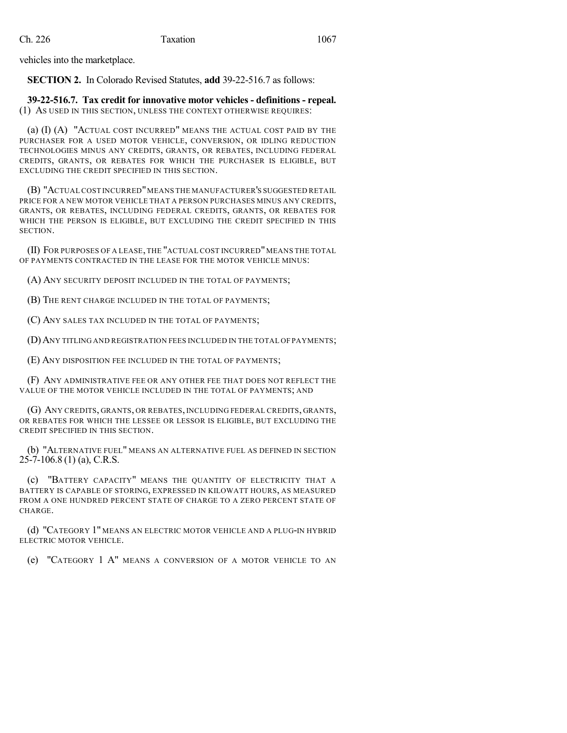vehicles into the marketplace.

**SECTION 2.** In Colorado Revised Statutes, **add** 39-22-516.7 as follows:

**39-22-516.7. Tax credit for innovative motor vehicles - definitions - repeal.** (1) AS USED IN THIS SECTION, UNLESS THE CONTEXT OTHERWISE REQUIRES:

(a) (I) (A) "ACTUAL COST INCURRED" MEANS THE ACTUAL COST PAID BY THE PURCHASER FOR A USED MOTOR VEHICLE, CONVERSION, OR IDLING REDUCTION TECHNOLOGIES MINUS ANY CREDITS, GRANTS, OR REBATES, INCLUDING FEDERAL CREDITS, GRANTS, OR REBATES FOR WHICH THE PURCHASER IS ELIGIBLE, BUT EXCLUDING THE CREDIT SPECIFIED IN THIS SECTION.

(B) "ACTUAL COST INCURRED" MEANS THE MANUFACTURER'S SUGGESTED RETAIL PRICE FOR A NEW MOTOR VEHICLE THAT A PERSON PURCHASES MINUS ANY CREDITS, GRANTS, OR REBATES, INCLUDING FEDERAL CREDITS, GRANTS, OR REBATES FOR WHICH THE PERSON IS ELIGIBLE, BUT EXCLUDING THE CREDIT SPECIFIED IN THIS SECTION.

(II) FOR PURPOSES OF A LEASE, THE "ACTUAL COST INCURRED" MEANS THE TOTAL OF PAYMENTS CONTRACTED IN THE LEASE FOR THE MOTOR VEHICLE MINUS:

(A) ANY SECURITY DEPOSIT INCLUDED IN THE TOTAL OF PAYMENTS;

(B) THE RENT CHARGE INCLUDED IN THE TOTAL OF PAYMENTS;

(C) ANY SALES TAX INCLUDED IN THE TOTAL OF PAYMENTS;

(D) ANY TITLING AND REGISTRATION FEES INCLUDED IN THE TOTAL OF PAYMENTS;

(E) ANY DISPOSITION FEE INCLUDED IN THE TOTAL OF PAYMENTS;

(F) ANY ADMINISTRATIVE FEE OR ANY OTHER FEE THAT DOES NOT REFLECT THE VALUE OF THE MOTOR VEHICLE INCLUDED IN THE TOTAL OF PAYMENTS; AND

(G) ANY CREDITS, GRANTS, OR REBATES, INCLUDING FEDERAL CREDITS, GRANTS, OR REBATES FOR WHICH THE LESSEE OR LESSOR IS ELIGIBLE, BUT EXCLUDING THE CREDIT SPECIFIED IN THIS SECTION.

(b) "ALTERNATIVE FUEL" MEANS AN ALTERNATIVE FUEL AS DEFINED IN SECTION 25-7-106.8 (1) (a), C.R.S.

(c) "BATTERY CAPACITY" MEANS THE QUANTITY OF ELECTRICITY THAT A BATTERY IS CAPABLE OF STORING, EXPRESSED IN KILOWATT HOURS, AS MEASURED FROM A ONE HUNDRED PERCENT STATE OF CHARGE TO A ZERO PERCENT STATE OF CHARGE.

(d) "CATEGORY 1" MEANS AN ELECTRIC MOTOR VEHICLE AND A PLUG-IN HYBRID ELECTRIC MOTOR VEHICLE.

(e) "CATEGORY 1 A" MEANS A CONVERSION OF A MOTOR VEHICLE TO AN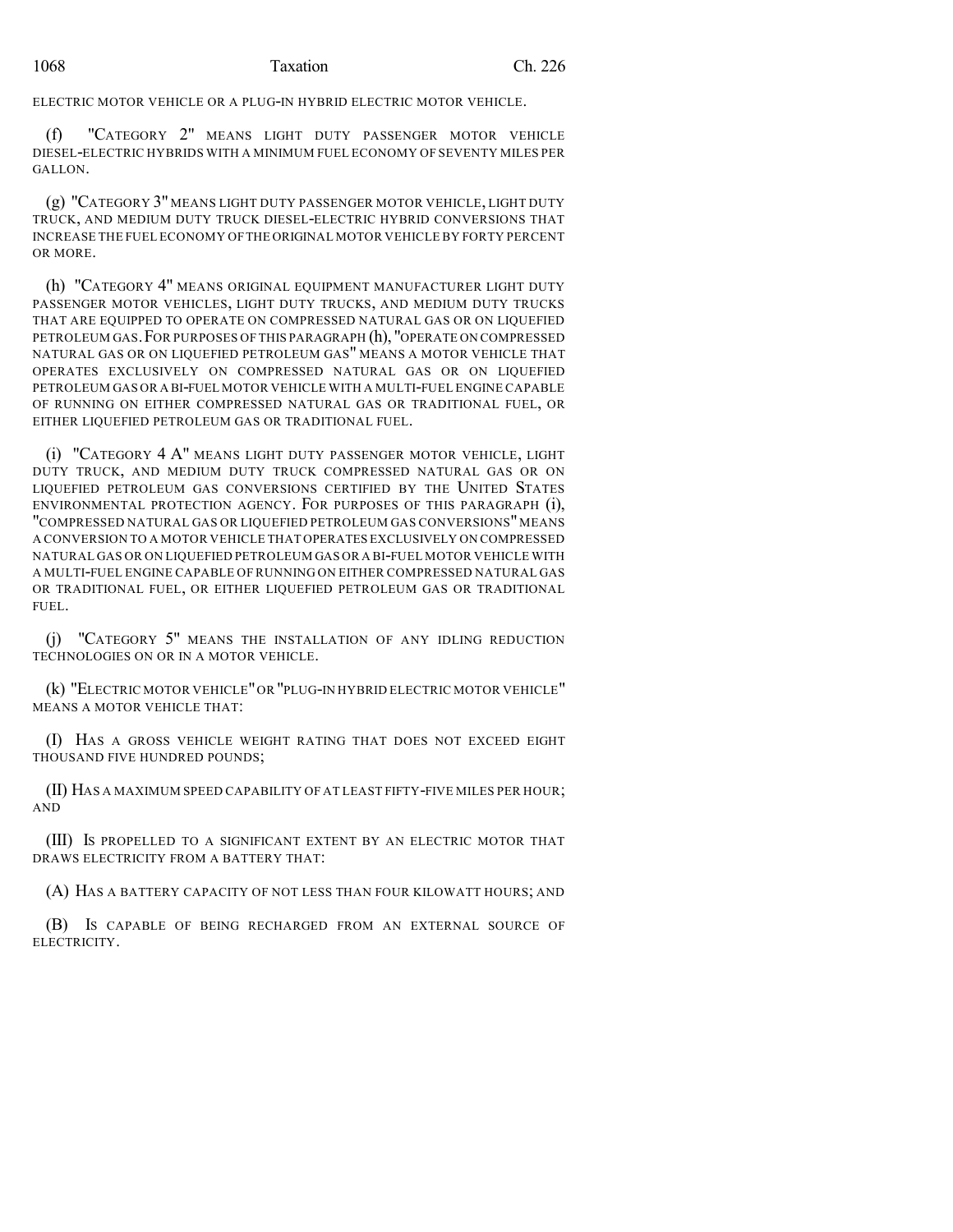ELECTRIC MOTOR VEHICLE OR A PLUG-IN HYBRID ELECTRIC MOTOR VEHICLE.

(f) "CATEGORY 2" MEANS LIGHT DUTY PASSENGER MOTOR VEHICLE DIESEL-ELECTRIC HYBRIDS WITH A MINIMUM FUEL ECONOMY OF SEVENTY MILES PER GALLON.

(g) "CATEGORY 3" MEANS LIGHT DUTY PASSENGER MOTOR VEHICLE, LIGHT DUTY TRUCK, AND MEDIUM DUTY TRUCK DIESEL-ELECTRIC HYBRID CONVERSIONS THAT INCREASE THE FUEL ECONOMY OF THE ORIGINAL MOTOR VEHICLE BY FORTY PERCENT OR MORE.

(h) "CATEGORY 4" MEANS ORIGINAL EQUIPMENT MANUFACTURER LIGHT DUTY PASSENGER MOTOR VEHICLES, LIGHT DUTY TRUCKS, AND MEDIUM DUTY TRUCKS THAT ARE EQUIPPED TO OPERATE ON COMPRESSED NATURAL GAS OR ON LIQUEFIED PETROLEUM GAS. FOR PURPOSES OF THIS PARAGRAPH (h), "OPERATE ON COMPRESSED NATURAL GAS OR ON LIQUEFIED PETROLEUM GAS" MEANS A MOTOR VEHICLE THAT OPERATES EXCLUSIVELY ON COMPRESSED NATURAL GAS OR ON LIQUEFIED PETROLEUM GAS OR A BI-FUEL MOTOR VEHICLE WITH A MULTI-FUEL ENGINE CAPABLE OF RUNNING ON EITHER COMPRESSED NATURAL GAS OR TRADITIONAL FUEL, OR EITHER LIQUEFIED PETROLEUM GAS OR TRADITIONAL FUEL.

(i) "CATEGORY 4 A" MEANS LIGHT DUTY PASSENGER MOTOR VEHICLE, LIGHT DUTY TRUCK, AND MEDIUM DUTY TRUCK COMPRESSED NATURAL GAS OR ON LIQUEFIED PETROLEUM GAS CONVERSIONS CERTIFIED BY THE UNITED STATES ENVIRONMENTAL PROTECTION AGENCY. FOR PURPOSES OF THIS PARAGRAPH (i), "COMPRESSED NATURAL GAS OR LIQUEFIED PETROLEUM GAS CONVERSIONS" MEANS A CONVERSION TO A MOTOR VEHICLE THAT OPERATES EXCLUSIVELY ON COMPRESSED NATURAL GAS OR ON LIQUEFIED PETROLEUM GAS OR A BI-FUEL MOTOR VEHICLE WITH A MULTI-FUEL ENGINE CAPABLE OF RUNNING ON EITHER COMPRESSED NATURAL GAS OR TRADITIONAL FUEL, OR EITHER LIQUEFIED PETROLEUM GAS OR TRADITIONAL FUEL.

(j) "CATEGORY 5" MEANS THE INSTALLATION OF ANY IDLING REDUCTION TECHNOLOGIES ON OR IN A MOTOR VEHICLE.

(k) "ELECTRIC MOTOR VEHICLE" OR "PLUG-IN HYBRID ELECTRIC MOTOR VEHICLE" MEANS A MOTOR VEHICLE THAT:

(I) HAS A GROSS VEHICLE WEIGHT RATING THAT DOES NOT EXCEED EIGHT THOUSAND FIVE HUNDRED POUNDS;

(II) HAS A MAXIMUM SPEED CAPABILITY OF AT LEAST FIFTY-FIVE MILES PER HOUR; AND

(III) IS PROPELLED TO A SIGNIFICANT EXTENT BY AN ELECTRIC MOTOR THAT DRAWS ELECTRICITY FROM A BATTERY THAT:

(A) HAS A BATTERY CAPACITY OF NOT LESS THAN FOUR KILOWATT HOURS; AND

(B) IS CAPABLE OF BEING RECHARGED FROM AN EXTERNAL SOURCE OF ELECTRICITY.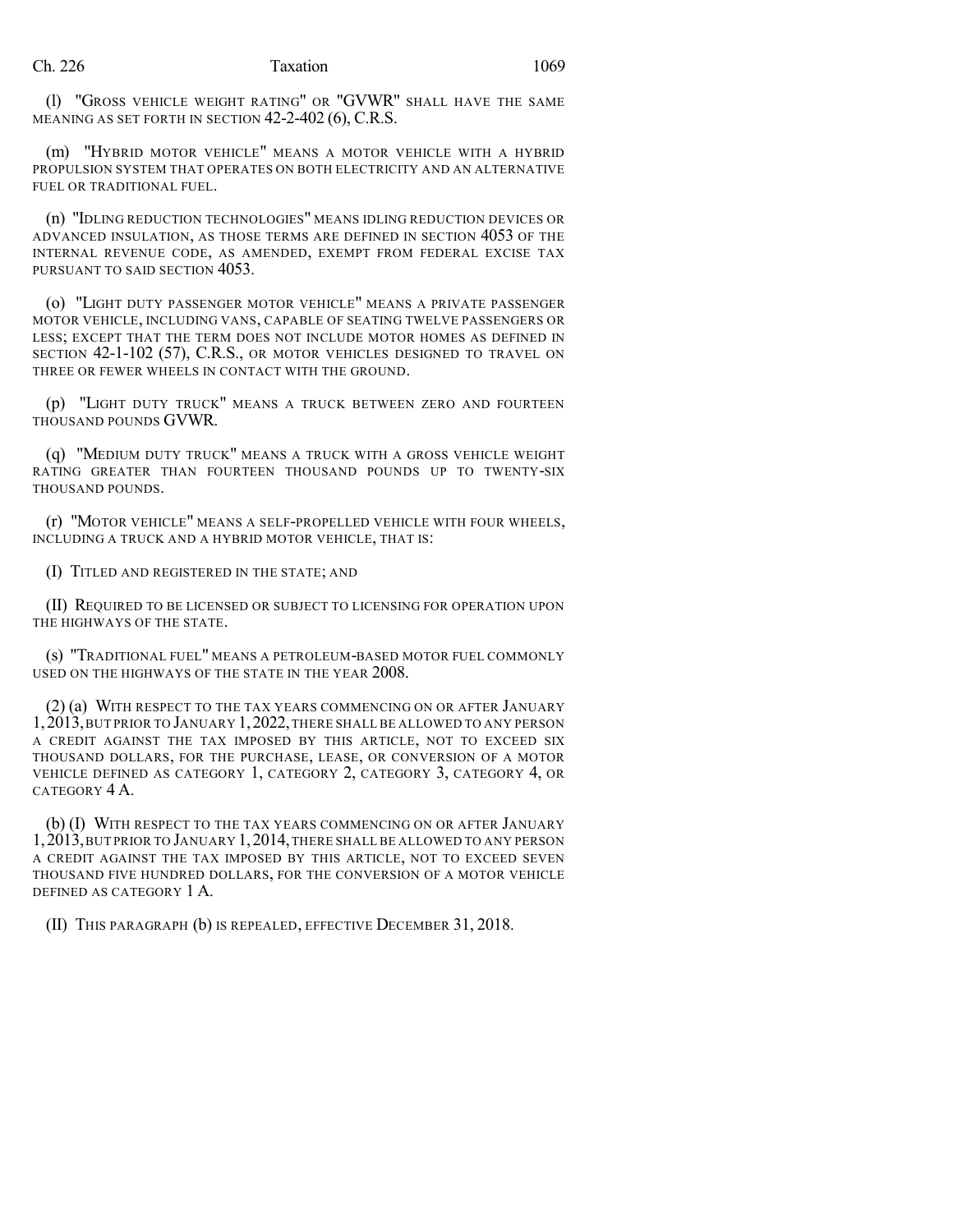(l) "GROSS VEHICLE WEIGHT RATING" OR "GVWR" SHALL HAVE THE SAME MEANING AS SET FORTH IN SECTION 42-2-402 (6), C.R.S.

(m) "HYBRID MOTOR VEHICLE" MEANS A MOTOR VEHICLE WITH A HYBRID PROPULSION SYSTEM THAT OPERATES ON BOTH ELECTRICITY AND AN ALTERNATIVE FUEL OR TRADITIONAL FUEL.

(n) "IDLING REDUCTION TECHNOLOGIES" MEANS IDLING REDUCTION DEVICES OR ADVANCED INSULATION, AS THOSE TERMS ARE DEFINED IN SECTION 4053 OF THE INTERNAL REVENUE CODE, AS AMENDED, EXEMPT FROM FEDERAL EXCISE TAX PURSUANT TO SAID SECTION 4053.

(o) "LIGHT DUTY PASSENGER MOTOR VEHICLE" MEANS A PRIVATE PASSENGER MOTOR VEHICLE, INCLUDING VANS, CAPABLE OF SEATING TWELVE PASSENGERS OR LESS; EXCEPT THAT THE TERM DOES NOT INCLUDE MOTOR HOMES AS DEFINED IN SECTION 42-1-102 (57), C.R.S., OR MOTOR VEHICLES DESIGNED TO TRAVEL ON THREE OR FEWER WHEELS IN CONTACT WITH THE GROUND.

(p) "LIGHT DUTY TRUCK" MEANS A TRUCK BETWEEN ZERO AND FOURTEEN THOUSAND POUNDS GVWR.

(q) "MEDIUM DUTY TRUCK" MEANS A TRUCK WITH A GROSS VEHICLE WEIGHT RATING GREATER THAN FOURTEEN THOUSAND POUNDS UP TO TWENTY-SIX THOUSAND POUNDS.

(r) "MOTOR VEHICLE" MEANS A SELF-PROPELLED VEHICLE WITH FOUR WHEELS, INCLUDING A TRUCK AND A HYBRID MOTOR VEHICLE, THAT IS:

(I) TITLED AND REGISTERED IN THE STATE; AND

(II) REQUIRED TO BE LICENSED OR SUBJECT TO LICENSING FOR OPERATION UPON THE HIGHWAYS OF THE STATE.

(s) "TRADITIONAL FUEL" MEANS A PETROLEUM-BASED MOTOR FUEL COMMONLY USED ON THE HIGHWAYS OF THE STATE IN THE YEAR 2008.

(2) (a) WITH RESPECT TO THE TAX YEARS COMMENCING ON OR AFTER JANUARY 1, 2013, BUT PRIOR TO JANUARY 1, 2022, THERE SHALL BE ALLOWED TO ANY PERSON A CREDIT AGAINST THE TAX IMPOSED BY THIS ARTICLE, NOT TO EXCEED SIX THOUSAND DOLLARS, FOR THE PURCHASE, LEASE, OR CONVERSION OF A MOTOR VEHICLE DEFINED AS CATEGORY 1, CATEGORY 2, CATEGORY 3, CATEGORY 4, OR CATEGORY 4 A.

(b) (I) WITH RESPECT TO THE TAX YEARS COMMENCING ON OR AFTER JANUARY 1, 2013, BUT PRIOR TO JANUARY 1, 2014, THERE SHALL BE ALLOWED TO ANY PERSON A CREDIT AGAINST THE TAX IMPOSED BY THIS ARTICLE, NOT TO EXCEED SEVEN THOUSAND FIVE HUNDRED DOLLARS, FOR THE CONVERSION OF A MOTOR VEHICLE DEFINED AS CATEGORY 1 A.

(II) THIS PARAGRAPH (b) IS REPEALED, EFFECTIVE DECEMBER 31, 2018.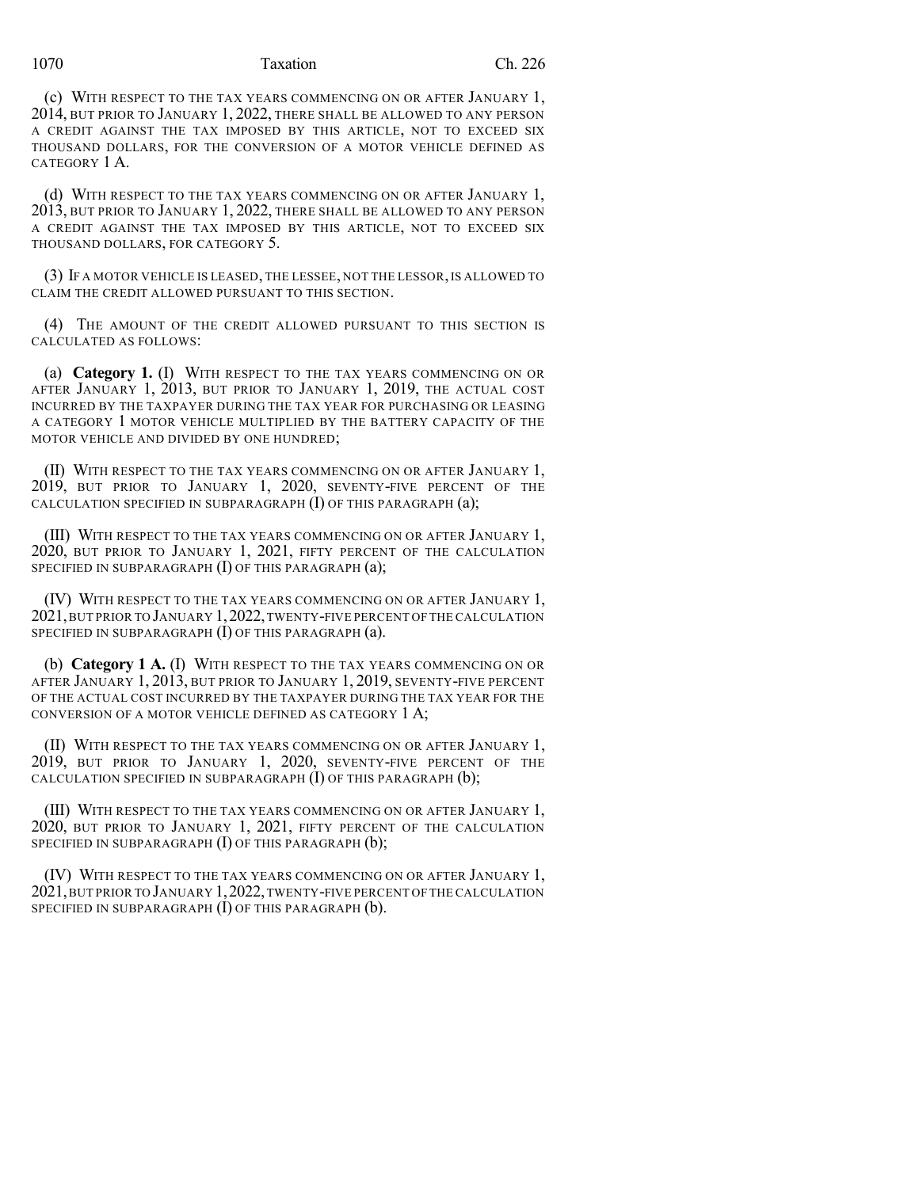(c) WITH RESPECT TO THE TAX YEARS COMMENCING ON OR AFTER JANUARY 1, 2014, BUT PRIOR TO JANUARY 1, 2022, THERE SHALL BE ALLOWED TO ANY PERSON A CREDIT AGAINST THE TAX IMPOSED BY THIS ARTICLE, NOT TO EXCEED SIX THOUSAND DOLLARS, FOR THE CONVERSION OF A MOTOR VEHICLE DEFINED AS CATEGORY 1 A.

(d) WITH RESPECT TO THE TAX YEARS COMMENCING ON OR AFTER JANUARY 1, 2013, BUT PRIOR TO JANUARY 1, 2022, THERE SHALL BE ALLOWED TO ANY PERSON A CREDIT AGAINST THE TAX IMPOSED BY THIS ARTICLE, NOT TO EXCEED SIX THOUSAND DOLLARS, FOR CATEGORY 5.

(3) IF A MOTOR VEHICLE IS LEASED, THE LESSEE, NOT THE LESSOR, IS ALLOWED TO CLAIM THE CREDIT ALLOWED PURSUANT TO THIS SECTION.

(4) THE AMOUNT OF THE CREDIT ALLOWED PURSUANT TO THIS SECTION IS CALCULATED AS FOLLOWS:

(a) **Category 1.** (I) WITH RESPECT TO THE TAX YEARS COMMENCING ON OR AFTER JANUARY 1, 2013, BUT PRIOR TO JANUARY 1, 2019, THE ACTUAL COST INCURRED BY THE TAXPAYER DURING THE TAX YEAR FOR PURCHASING OR LEASING A CATEGORY 1 MOTOR VEHICLE MULTIPLIED BY THE BATTERY CAPACITY OF THE MOTOR VEHICLE AND DIVIDED BY ONE HUNDRED;

(II) WITH RESPECT TO THE TAX YEARS COMMENCING ON OR AFTER JANUARY 1, 2019, BUT PRIOR TO JANUARY 1, 2020, SEVENTY-FIVE PERCENT OF THE CALCULATION SPECIFIED IN SUBPARAGRAPH (I) OF THIS PARAGRAPH (a);

(III) WITH RESPECT TO THE TAX YEARS COMMENCING ON OR AFTER JANUARY 1, 2020, BUT PRIOR TO JANUARY 1, 2021, FIFTY PERCENT OF THE CALCULATION SPECIFIED IN SUBPARAGRAPH (I) OF THIS PARAGRAPH (a);

(IV) WITH RESPECT TO THE TAX YEARS COMMENCING ON OR AFTER JANUARY 1, 2021, BUT PRIOR TO JANUARY 1, 2022, TWENTY-FIVE PERCENT OF THE CALCULATION SPECIFIED IN SUBPARAGRAPH (I) OF THIS PARAGRAPH (a).

(b) **Category 1 A.** (I) WITH RESPECT TO THE TAX YEARS COMMENCING ON OR AFTER JANUARY 1, 2013, BUT PRIOR TO JANUARY 1, 2019, SEVENTY-FIVE PERCENT OF THE ACTUAL COST INCURRED BY THE TAXPAYER DURING THE TAX YEAR FOR THE CONVERSION OF A MOTOR VEHICLE DEFINED AS CATEGORY 1 A;

(II) WITH RESPECT TO THE TAX YEARS COMMENCING ON OR AFTER JANUARY 1, 2019, BUT PRIOR TO JANUARY 1, 2020, SEVENTY-FIVE PERCENT OF THE CALCULATION SPECIFIED IN SUBPARAGRAPH (I) OF THIS PARAGRAPH (b);

(III) WITH RESPECT TO THE TAX YEARS COMMENCING ON OR AFTER JANUARY 1, 2020, BUT PRIOR TO JANUARY 1, 2021, FIFTY PERCENT OF THE CALCULATION SPECIFIED IN SUBPARAGRAPH (I) OF THIS PARAGRAPH (b);

(IV) WITH RESPECT TO THE TAX YEARS COMMENCING ON OR AFTER JANUARY 1, 2021, BUT PRIOR TO JANUARY 1, 2022, TWENTY-FIVE PERCENT OF THE CALCULATION SPECIFIED IN SUBPARAGRAPH (I) OF THIS PARAGRAPH (b).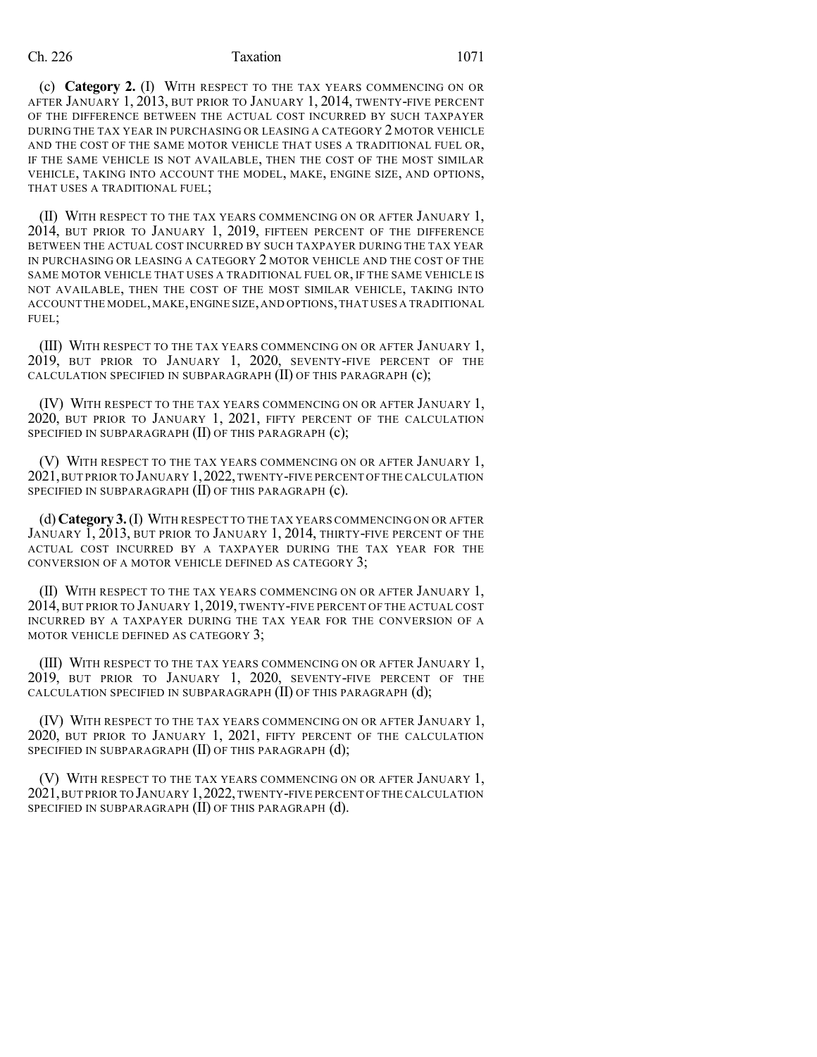(c) **Category 2.** (I) WITH RESPECT TO THE TAX YEARS COMMENCING ON OR AFTER JANUARY 1, 2013, BUT PRIOR TO JANUARY 1, 2014, TWENTY-FIVE PERCENT OF THE DIFFERENCE BETWEEN THE ACTUAL COST INCURRED BY SUCH TAXPAYER DURING THE TAX YEAR IN PURCHASING OR LEASING A CATEGORY 2 MOTOR VEHICLE AND THE COST OF THE SAME MOTOR VEHICLE THAT USES A TRADITIONAL FUEL OR, IF THE SAME VEHICLE IS NOT AVAILABLE, THEN THE COST OF THE MOST SIMILAR VEHICLE, TAKING INTO ACCOUNT THE MODEL, MAKE, ENGINE SIZE, AND OPTIONS, THAT USES A TRADITIONAL FUEL;

(II) WITH RESPECT TO THE TAX YEARS COMMENCING ON OR AFTER JANUARY 1, 2014, BUT PRIOR TO JANUARY 1, 2019, FIFTEEN PERCENT OF THE DIFFERENCE BETWEEN THE ACTUAL COST INCURRED BY SUCH TAXPAYER DURING THE TAX YEAR IN PURCHASING OR LEASING A CATEGORY 2 MOTOR VEHICLE AND THE COST OF THE SAME MOTOR VEHICLE THAT USES A TRADITIONAL FUEL OR, IF THE SAME VEHICLE IS NOT AVAILABLE, THEN THE COST OF THE MOST SIMILAR VEHICLE, TAKING INTO ACCOUNT THE MODEL, MAKE, ENGINE SIZE, AND OPTIONS, THAT USES A TRADITIONAL FUEL;

(III) WITH RESPECT TO THE TAX YEARS COMMENCING ON OR AFTER JANUARY 1, 2019, BUT PRIOR TO JANUARY 1, 2020, SEVENTY-FIVE PERCENT OF THE CALCULATION SPECIFIED IN SUBPARAGRAPH (II) OF THIS PARAGRAPH (c);

(IV) WITH RESPECT TO THE TAX YEARS COMMENCING ON OR AFTER JANUARY 1, 2020, BUT PRIOR TO JANUARY 1, 2021, FIFTY PERCENT OF THE CALCULATION SPECIFIED IN SUBPARAGRAPH (II) OF THIS PARAGRAPH (c);

(V) WITH RESPECT TO THE TAX YEARS COMMENCING ON OR AFTER JANUARY 1, 2021, BUT PRIOR TO JANUARY 1, 2022, TWENTY-FIVE PERCENT OF THE CALCULATION SPECIFIED IN SUBPARAGRAPH (II) OF THIS PARAGRAPH (c).

(d) **Category 3.** (I) WITH RESPECT TO THE TAX YEARS COMMENCING ON OR AFTER JANUARY 1, 2013, BUT PRIOR TO JANUARY 1, 2014, THIRTY-FIVE PERCENT OF THE ACTUAL COST INCURRED BY A TAXPAYER DURING THE TAX YEAR FOR THE CONVERSION OF A MOTOR VEHICLE DEFINED AS CATEGORY 3;

(II) WITH RESPECT TO THE TAX YEARS COMMENCING ON OR AFTER JANUARY 1, 2014, BUT PRIOR TO JANUARY 1, 2019, TWENTY-FIVE PERCENT OF THE ACTUAL COST INCURRED BY A TAXPAYER DURING THE TAX YEAR FOR THE CONVERSION OF A MOTOR VEHICLE DEFINED AS CATEGORY 3;

(III) WITH RESPECT TO THE TAX YEARS COMMENCING ON OR AFTER JANUARY 1, 2019, BUT PRIOR TO JANUARY 1, 2020, SEVENTY-FIVE PERCENT OF THE CALCULATION SPECIFIED IN SUBPARAGRAPH (II) OF THIS PARAGRAPH (d);

(IV) WITH RESPECT TO THE TAX YEARS COMMENCING ON OR AFTER JANUARY 1, 2020, BUT PRIOR TO JANUARY 1, 2021, FIFTY PERCENT OF THE CALCULATION SPECIFIED IN SUBPARAGRAPH (II) OF THIS PARAGRAPH (d);

(V) WITH RESPECT TO THE TAX YEARS COMMENCING ON OR AFTER JANUARY 1, 2021, BUT PRIOR TO JANUARY 1, 2022, TWENTY-FIVE PERCENT OF THE CALCULATION SPECIFIED IN SUBPARAGRAPH (II) OF THIS PARAGRAPH (d).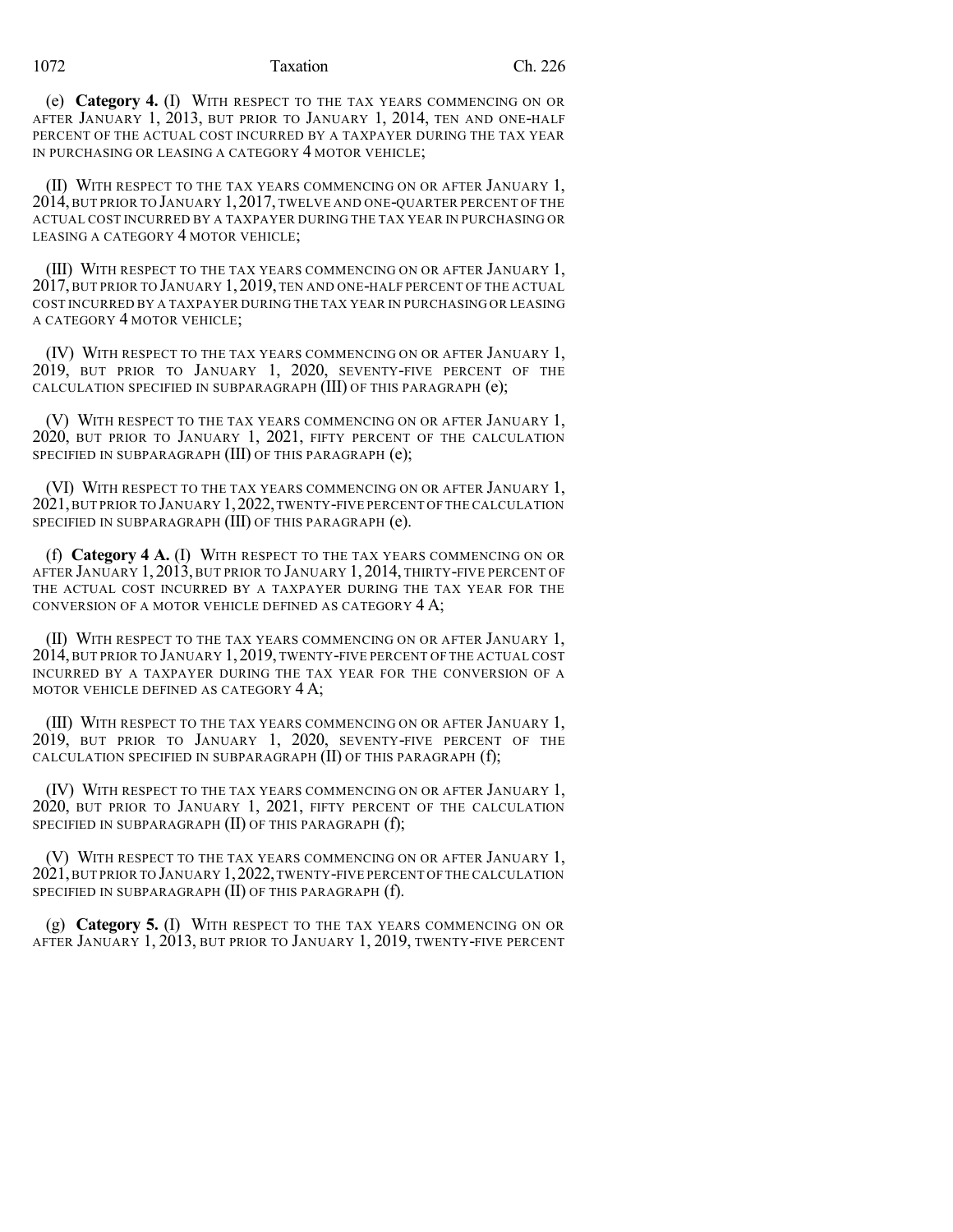(e) **Category 4.** (I) WITH RESPECT TO THE TAX YEARS COMMENCING ON OR AFTER JANUARY 1, 2013, BUT PRIOR TO JANUARY 1, 2014, TEN AND ONE-HALF PERCENT OF THE ACTUAL COST INCURRED BY A TAXPAYER DURING THE TAX YEAR IN PURCHASING OR LEASING A CATEGORY 4 MOTOR VEHICLE;

(II) WITH RESPECT TO THE TAX YEARS COMMENCING ON OR AFTER JANUARY 1, 2014, BUT PRIOR TO JANUARY 1, 2017, TWELVE AND ONE-QUARTER PERCENT OF THE ACTUAL COST INCURRED BY A TAXPAYER DURING THE TAX YEAR IN PURCHASING OR LEASING A CATEGORY 4 MOTOR VEHICLE;

(III) WITH RESPECT TO THE TAX YEARS COMMENCING ON OR AFTER JANUARY 1, 2017, BUT PRIOR TO JANUARY 1, 2019, TEN AND ONE-HALF PERCENT OF THE ACTUAL COST INCURRED BY A TAXPAYER DURING THE TAX YEAR IN PURCHASING OR LEASING A CATEGORY 4 MOTOR VEHICLE;

(IV) WITH RESPECT TO THE TAX YEARS COMMENCING ON OR AFTER JANUARY 1, 2019, BUT PRIOR TO JANUARY 1, 2020, SEVENTY-FIVE PERCENT OF THE CALCULATION SPECIFIED IN SUBPARAGRAPH (III) OF THIS PARAGRAPH (e);

(V) WITH RESPECT TO THE TAX YEARS COMMENCING ON OR AFTER JANUARY 1, 2020, BUT PRIOR TO JANUARY 1, 2021, FIFTY PERCENT OF THE CALCULATION SPECIFIED IN SUBPARAGRAPH (III) OF THIS PARAGRAPH (e);

(VI) WITH RESPECT TO THE TAX YEARS COMMENCING ON OR AFTER JANUARY 1, 2021, BUT PRIOR TO JANUARY 1, 2022, TWENTY-FIVE PERCENT OF THE CALCULATION SPECIFIED IN SUBPARAGRAPH (III) OF THIS PARAGRAPH (e).

(f) **Category 4 A.** (I) WITH RESPECT TO THE TAX YEARS COMMENCING ON OR AFTER JANUARY 1, 2013, BUT PRIOR TO JANUARY 1, 2014, THIRTY-FIVE PERCENT OF THE ACTUAL COST INCURRED BY A TAXPAYER DURING THE TAX YEAR FOR THE CONVERSION OF A MOTOR VEHICLE DEFINED AS CATEGORY 4 A;

(II) WITH RESPECT TO THE TAX YEARS COMMENCING ON OR AFTER JANUARY 1, 2014, BUT PRIOR TO JANUARY 1, 2019, TWENTY-FIVE PERCENT OF THE ACTUAL COST INCURRED BY A TAXPAYER DURING THE TAX YEAR FOR THE CONVERSION OF A MOTOR VEHICLE DEFINED AS CATEGORY 4 A;

(III) WITH RESPECT TO THE TAX YEARS COMMENCING ON OR AFTER JANUARY 1, 2019, BUT PRIOR TO JANUARY 1, 2020, SEVENTY-FIVE PERCENT OF THE CALCULATION SPECIFIED IN SUBPARAGRAPH (II) OF THIS PARAGRAPH (f);

(IV) WITH RESPECT TO THE TAX YEARS COMMENCING ON OR AFTER JANUARY 1, 2020, BUT PRIOR TO JANUARY 1, 2021, FIFTY PERCENT OF THE CALCULATION SPECIFIED IN SUBPARAGRAPH (II) OF THIS PARAGRAPH (f);

(V) WITH RESPECT TO THE TAX YEARS COMMENCING ON OR AFTER JANUARY 1, 2021, BUT PRIOR TO JANUARY 1, 2022, TWENTY-FIVE PERCENT OF THE CALCULATION SPECIFIED IN SUBPARAGRAPH (II) OF THIS PARAGRAPH (f).

(g) **Category 5.** (I) WITH RESPECT TO THE TAX YEARS COMMENCING ON OR AFTER JANUARY 1, 2013, BUT PRIOR TO JANUARY 1, 2019, TWENTY-FIVE PERCENT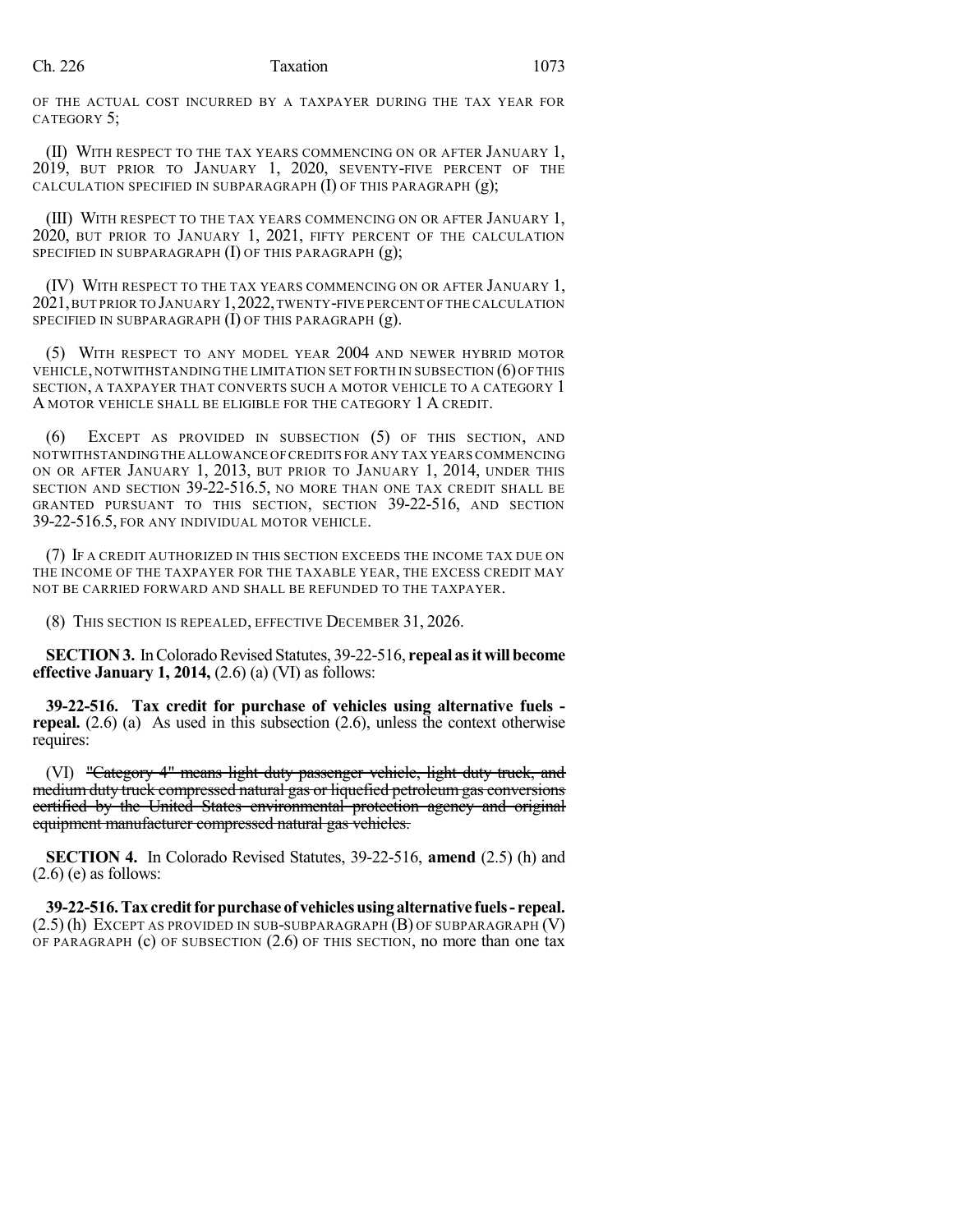OF THE ACTUAL COST INCURRED BY A TAXPAYER DURING THE TAX YEAR FOR CATEGORY 5;

(II) WITH RESPECT TO THE TAX YEARS COMMENCING ON OR AFTER JANUARY 1, 2019, BUT PRIOR TO JANUARY 1, 2020, SEVENTY-FIVE PERCENT OF THE CALCULATION SPECIFIED IN SUBPARAGRAPH (I) OF THIS PARAGRAPH (g);

(III) WITH RESPECT TO THE TAX YEARS COMMENCING ON OR AFTER JANUARY 1, 2020, BUT PRIOR TO JANUARY 1, 2021, FIFTY PERCENT OF THE CALCULATION SPECIFIED IN SUBPARAGRAPH (I) OF THIS PARAGRAPH (g);

(IV) WITH RESPECT TO THE TAX YEARS COMMENCING ON OR AFTER JANUARY 1, 2021, BUT PRIOR TO JANUARY 1, 2022, TWENTY-FIVE PERCENT OF THE CALCULATION SPECIFIED IN SUBPARAGRAPH (I) OF THIS PARAGRAPH (g).

(5) WITH RESPECT TO ANY MODEL YEAR 2004 AND NEWER HYBRID MOTOR VEHICLE, NOTWITHSTANDING THE LIMITATION SET FORTH IN SUBSECTION (6) OF THIS SECTION, A TAXPAYER THAT CONVERTS SUCH A MOTOR VEHICLE TO A CATEGORY 1 A MOTOR VEHICLE SHALL BE ELIGIBLE FOR THE CATEGORY 1 A CREDIT.

(6) EXCEPT AS PROVIDED IN SUBSECTION (5) OF THIS SECTION, AND NOTWITHSTANDING THE ALLOWANCE OF CREDITS FOR ANY TAX YEARS COMMENCING ON OR AFTER JANUARY 1, 2013, BUT PRIOR TO JANUARY 1, 2014, UNDER THIS SECTION AND SECTION 39-22-516.5, NO MORE THAN ONE TAX CREDIT SHALL BE GRANTED PURSUANT TO THIS SECTION, SECTION 39-22-516, AND SECTION 39-22-516.5, FOR ANY INDIVIDUAL MOTOR VEHICLE.

(7) IF A CREDIT AUTHORIZED IN THIS SECTION EXCEEDS THE INCOME TAX DUE ON THE INCOME OF THE TAXPAYER FOR THE TAXABLE YEAR, THE EXCESS CREDIT MAY NOT BE CARRIED FORWARD AND SHALL BE REFUNDED TO THE TAXPAYER.

(8) THIS SECTION IS REPEALED, EFFECTIVE DECEMBER 31, 2026.

**SECTION 3.** In Colorado Revised Statutes, 39-22-516, **repeal as it will become effective January 1, 2014,** (2.6) (a) (VI) as follows:

**39-22-516. Tax credit for purchase of vehicles using alternative fuels - repeal.** (2.6) (a) As used in this subsection (2.6), unless the context otherwise requires:

(VI) ~~"Category 4" means light duty passenger vehicle, light duty truck, and medium duty truck compressed natural gas or liquefied petroleum gas conversions certified by the United States environmental protection agency and original equipment manufacturer compressed natural gas vehicles.~~

**SECTION 4.** In Colorado Revised Statutes, 39-22-516, **amend** (2.5) (h) and (2.6) (e) as follows:

**39-22-516. Tax credit for purchase of vehicles using alternative fuels - repeal.** (2.5) (h) EXCEPT AS PROVIDED IN SUB-SUBPARAGRAPH (B) OF SUBPARAGRAPH (V) OF PARAGRAPH (c) OF SUBSECTION (2.6) OF THIS SECTION, no more than one tax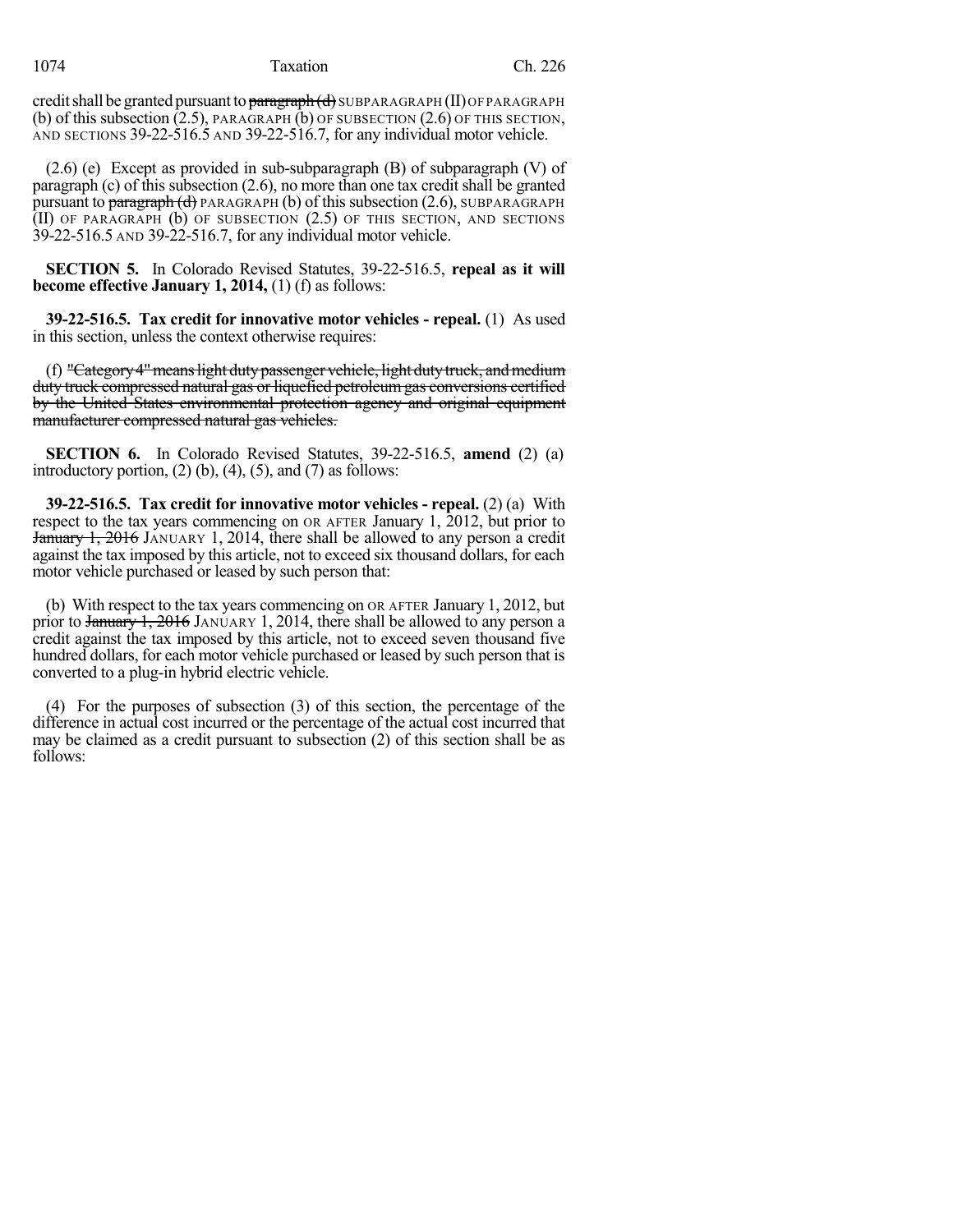credit shall be granted pursuant to ~~paragraph (d)~~ SUBPARAGRAPH (II) OF PARAGRAPH (b) of this subsection (2.5), PARAGRAPH (b) OF SUBSECTION (2.6) OF THIS SECTION, AND SECTIONS 39-22-516.5 AND 39-22-516.7, for any individual motor vehicle.

(2.6) (e) Except as provided in sub-subparagraph (B) of subparagraph (V) of paragraph (c) of this subsection (2.6), no more than one tax credit shall be granted pursuant to ~~paragraph (d)~~ PARAGRAPH (b) of this subsection (2.6), SUBPARAGRAPH (II) OF PARAGRAPH (b) OF SUBSECTION (2.5) OF THIS SECTION, AND SECTIONS 39-22-516.5 AND 39-22-516.7, for any individual motor vehicle.

**SECTION 5.** In Colorado Revised Statutes, 39-22-516.5, **repeal as it will become effective January 1, 2014,** (1) (f) as follows:

**39-22-516.5. Tax credit for innovative motor vehicles - repeal.** (1) As used in this section, unless the context otherwise requires:

(f) ~~"Category 4" means light duty passenger vehicle, light duty truck, and medium duty truck compressed natural gas or liquefied petroleum gas conversions certified by the United States environmental protection agency and original equipment manufacturer compressed natural gas vehicles.~~

**SECTION 6.** In Colorado Revised Statutes, 39-22-516.5, **amend** (2) (a) introductory portion, (2) (b), (4), (5), and (7) as follows:

**39-22-516.5. Tax credit for innovative motor vehicles - repeal.** (2) (a) With respect to the tax years commencing on OR AFTER January 1, 2012, but prior to ~~January 1, 2016~~ JANUARY 1, 2014, there shall be allowed to any person a credit against the tax imposed by this article, not to exceed six thousand dollars, for each motor vehicle purchased or leased by such person that:

(b) With respect to the tax years commencing on OR AFTER January 1, 2012, but prior to ~~January 1, 2016~~ JANUARY 1, 2014, there shall be allowed to any person a credit against the tax imposed by this article, not to exceed seven thousand five hundred dollars, for each motor vehicle purchased or leased by such person that is converted to a plug-in hybrid electric vehicle.

(4) For the purposes of subsection (3) of this section, the percentage of the difference in actual cost incurred or the percentage of the actual cost incurred that may be claimed as a credit pursuant to subsection (2) of this section shall be as follows: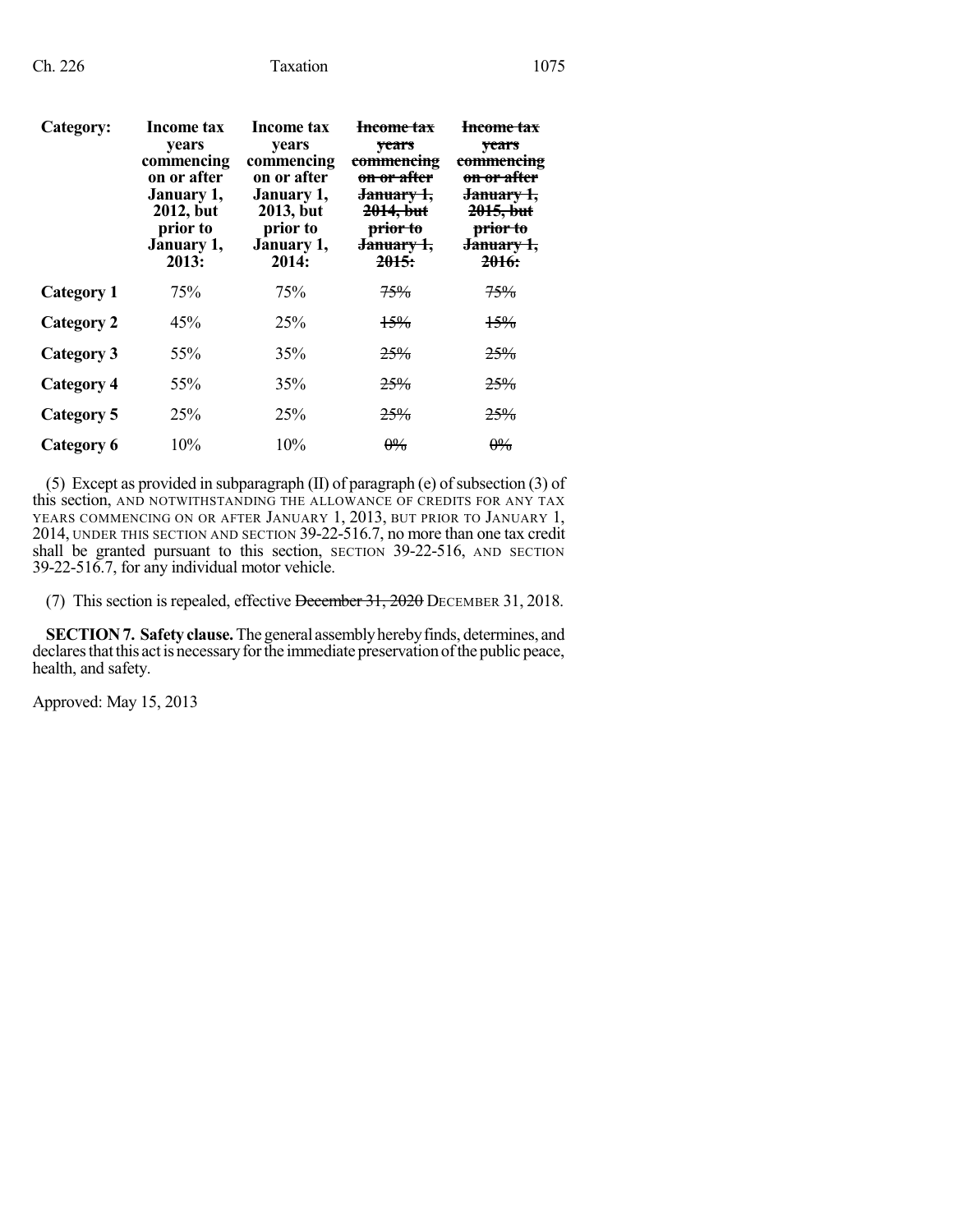| Category: | Income tax years commencing on or after January 1, 2012, but prior to January 1, 2013: | Income tax years commencing on or after January 1, 2013, but prior to January 1, 2014: | ~~Income tax years commencing on or after January 1, 2014, but prior to January 1, 2015:~~ | ~~Income tax years commencing on or after January 1, 2015, but prior to January 1, 2016:~~ |
|---|---|---|---|---|
| **Category 1** | 75% | 75% | ~~75%~~ | ~~75%~~ |
| **Category 2** | 45% | 25% | ~~15%~~ | ~~15%~~ |
| **Category 3** | 55% | 35% | ~~25%~~ | ~~25%~~ |
| **Category 4** | 55% | 35% | ~~25%~~ | ~~25%~~ |
| **Category 5** | 25% | 25% | ~~25%~~ | ~~25%~~ |
| **Category 6** | 10% | 10% | ~~0%~~ | ~~0%~~ |

(5) Except as provided in subparagraph (II) of paragraph (e) of subsection (3) of this section, AND NOTWITHSTANDING THE ALLOWANCE OF CREDITS FOR ANY TAX YEARS COMMENCING ON OR AFTER JANUARY 1, 2013, BUT PRIOR TO JANUARY 1, 2014, UNDER THIS SECTION AND SECTION 39-22-516.7, no more than one tax credit shall be granted pursuant to this section, SECTION 39-22-516, AND SECTION 39-22-516.7, for any individual motor vehicle.

(7) This section is repealed, effective ~~December 31, 2020~~ DECEMBER 31, 2018.

**SECTION 7. Safety clause.** The general assembly hereby finds, determines, and declares that this act is necessary for the immediate preservation of the public peace, health, and safety.

Approved: May 15, 2013